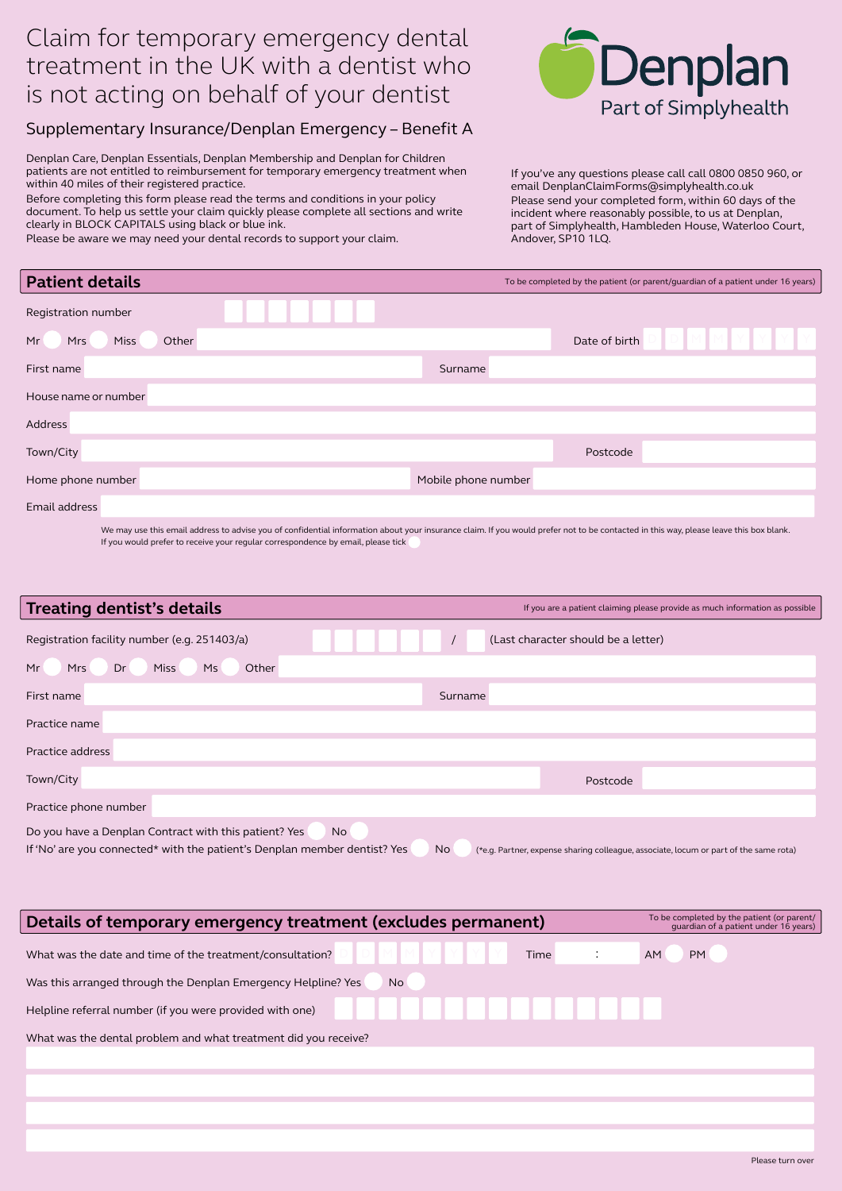# Claim for temporary emergency dental treatment in the UK with a dentist who is not acting on behalf of your dentist

## Supplementary Insurance/Denplan Emergency – Benefit A

Denplan
Part of Simplyhealth

Denplan Care, Denplan Essentials, Denplan Membership and Denplan for Children patients are not entitled to reimbursement for temporary emergency treatment when within 40 miles of their registered practice.

Before completing this form please read the terms and conditions in your policy document. To help us settle your claim quickly please complete all sections and write clearly in BLOCK CAPITALS using black or blue ink.

Please be aware we may need your dental records to support your claim.

If you've any questions please call call 0800 0850 960, or email DenplanClaimForms@simplyhealth.co.uk

Please send your completed form, within 60 days of the incident where reasonably possible, to us at Denplan, part of Simplyhealth, Hambleden House, Waterloo Court, Andover, SP10 1LQ.

## Patient details

To be completed by the patient (or parent/guardian of a patient under 16 years)

Registration number

Mr ◯ Mrs ◯ Miss ◯ Other

Date of birth D D M M Y Y Y Y

First name

Surname

House name or number

Address

Town/City

Postcode

Home phone number

Mobile phone number

Email address

We may use this email address to advise you of confidential information about your insurance claim. If you would prefer not to be contacted in this way, please leave this box blank.
If you would prefer to receive your regular correspondence by email, please tick ◯

## Treating dentist's details

If you are a patient claiming please provide as much information as possible

Registration facility number (e.g. 251403/a) / (Last character should be a letter)

Mr ◯ Mrs ◯ Dr ◯ Miss ◯ Ms ◯ Other

First name

Surname

Practice name

Practice address

Town/City

Postcode

Practice phone number

Do you have a Denplan Contract with this patient? Yes ◯ No ◯

If 'No' are you connected* with the patient's Denplan member dentist? Yes ◯ No ◯ (*e.g. Partner, expense sharing colleague, associate, locum or part of the same rota)

## Details of temporary emergency treatment (excludes permanent)

To be completed by the patient (or parent/guardian of a patient under 16 years)

What was the date and time of the treatment/consultation? D D M M Y Y Y Y Time : AM ◯ PM ◯

Was this arranged through the Denplan Emergency Helpline? Yes ◯ No ◯

Helpline referral number (if you were provided with one)

What was the dental problem and what treatment did you receive?

Please turn over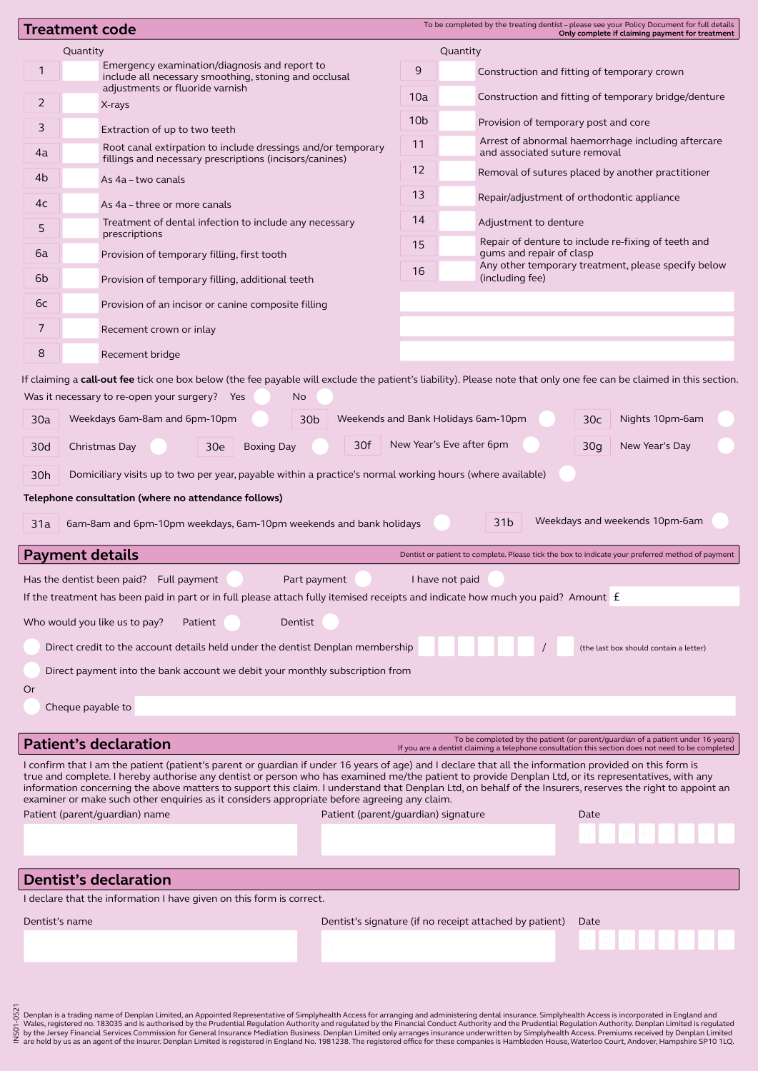## Treatment code

To be completed by the treating dentist – please see your Policy Document for full details
**Only complete if claiming payment for treatment**

| Code | Quantity | Treatment | Code | Quantity | Treatment |
|---|---|---|---|---|---|
| 1 | | Emergency examination/diagnosis and report to include all necessary smoothing, stoning and occlusal adjustments or fluoride varnish | 9 | | Construction and fitting of temporary crown |
| 2 | | X-rays | 10a | | Construction and fitting of temporary bridge/denture |
| 3 | | Extraction of up to two teeth | 10b | | Provision of temporary post and core |
| 4a | | Root canal extirpation to include dressings and/or temporary fillings and necessary prescriptions (incisors/canines) | 11 | | Arrest of abnormal haemorrhage including aftercare and associated suture removal |
| 4b | | As 4a – two canals | 12 | | Removal of sutures placed by another practitioner |
| 4c | | As 4a – three or more canals | 13 | | Repair/adjustment of orthodontic appliance |
| 5 | | Treatment of dental infection to include any necessary prescriptions | 14 | | Adjustment to denture |
| 6a | | Provision of temporary filling, first tooth | 15 | | Repair of denture to include re-fixing of teeth and gums and repair of clasp |
| 6b | | Provision of temporary filling, additional teeth | 16 | | Any other temporary treatment, please specify below (including fee) |
| 6c | | Provision of an incisor or canine composite filling | | | |
| 7 | | Recement crown or inlay | | | |
| 8 | | Recement bridge | | | |

If claiming a **call-out fee** tick one box below (the fee payable will exclude the patient's liability). Please note that only one fee can be claimed in this section.

Was it necessary to re-open your surgery? Yes ◯ No ◯

| | | | | | |
|---|---|---|---|---|---|
| 30a | Weekdays 6am-8am and 6pm-10pm ◯ | 30b | Weekends and Bank Holidays 6am-10pm ◯ | 30c | Nights 10pm-6am ◯ |
| 30d | Christmas Day ◯ | 30e | Boxing Day ◯ | 30f | New Year's Eve after 6pm ◯ |
| 30g | New Year's Day ◯ | | | | |

30h Domiciliary visits up to two per year, payable within a practice's normal working hours (where available) ◯

**Telephone consultation (where no attendance follows)**

31a 6am-8am and 6pm-10pm weekdays, 6am-10pm weekends and bank holidays ◯

31b Weekdays and weekends 10pm-6am ◯

## Payment details

Dentist or patient to complete. Please tick the box to indicate your preferred method of payment

Has the dentist been paid? Full payment ◯ Part payment ◯ I have not paid ◯

If the treatment has been paid in part or in full please attach fully itemised receipts and indicate how much you paid? Amount £

Who would you like us to pay? Patient ◯ Dentist ◯

◯ Direct credit to the account details held under the dentist Denplan membership ☐☐☐☐☐☐ / ☐ (the last box should contain a letter)

◯ Direct payment into the bank account we debit your monthly subscription from

Or

◯ Cheque payable to

## Patient's declaration

To be completed by the patient (or parent/guardian of a patient under 16 years)
If you are a dentist claiming a telephone consultation this section does not need to be completed

I confirm that I am the patient (patient's parent or guardian if under 16 years of age) and I declare that all the information provided on this form is true and complete. I hereby authorise any dentist or person who has examined me/the patient to provide Denplan Ltd, or its representatives, with any information concerning the above matters to support this claim. I understand that Denplan Ltd, on behalf of the Insurers, reserves the right to appoint an examiner or make such other enquiries as it considers appropriate before agreeing any claim.

Patient (parent/guardian) name

Patient (parent/guardian) signature

Date D D M M Y Y Y Y

## Dentist's declaration

I declare that the information I have given on this form is correct.

Dentist's name

Dentist's signature (if no receipt attached by patient)

Date D D M M Y Y Y Y

INS01-0521

Denplan is a trading name of Denplan Limited, an Appointed Representative of Simplyhealth Access for arranging and administering dental insurance. Simplyhealth Access is incorporated in England and Wales, registered no. 183035 and is authorised by the Prudential Regulation Authority and regulated by the Financial Conduct Authority and the Prudential Regulation Authority. Denplan Limited is regulated by the Jersey Financial Services Commission for General Insurance Mediation Business. Denplan Limited only arranges insurance underwritten by Simplyhealth Access. Premiums received by Denplan Limited are held by us as an agent of the insurer. Denplan Limited is registered in England No. 1981238. The registered office for these companies is Hambleden House, Waterloo Court, Andover, Hampshire SP10 1LQ.